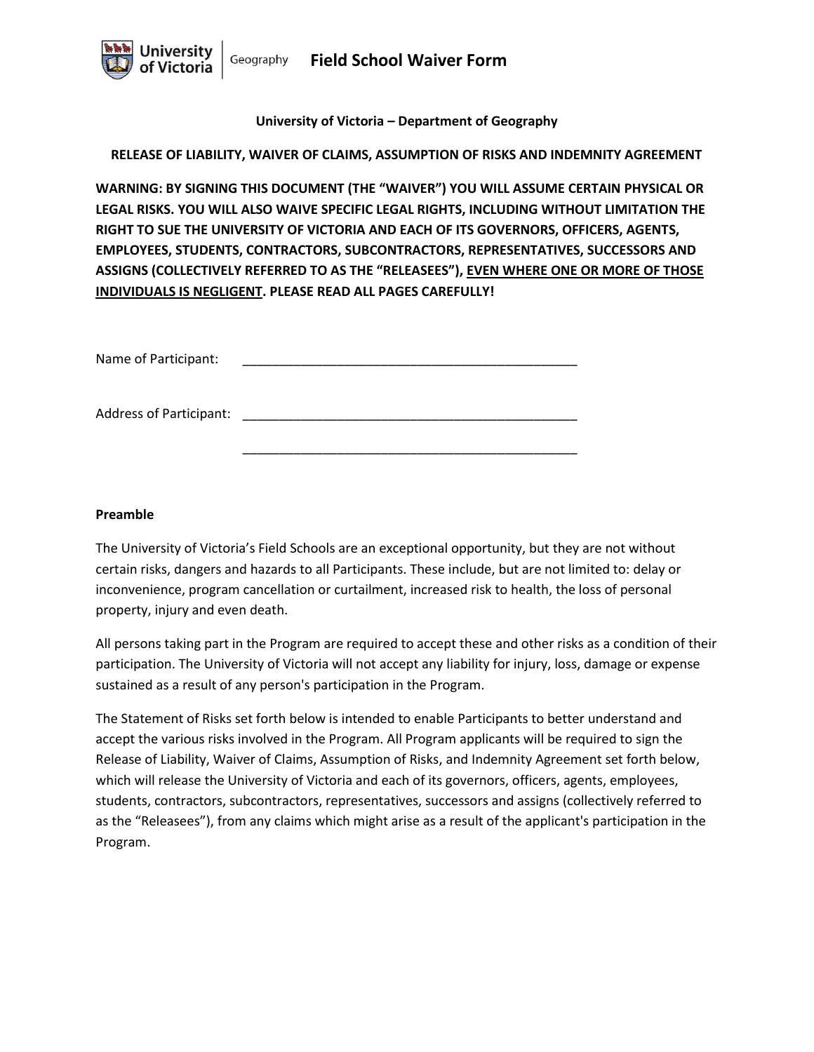# Field School Waiver Form

**University of Victoria – Department of Geography**

**RELEASE OF LIABILITY, WAIVER OF CLAIMS, ASSUMPTION OF RISKS AND INDEMNITY AGREEMENT**

**WARNING: BY SIGNING THIS DOCUMENT (THE "WAIVER") YOU WILL ASSUME CERTAIN PHYSICAL OR LEGAL RISKS. YOU WILL ALSO WAIVE SPECIFIC LEGAL RIGHTS, INCLUDING WITHOUT LIMITATION THE RIGHT TO SUE THE UNIVERSITY OF VICTORIA AND EACH OF ITS GOVERNORS, OFFICERS, AGENTS, EMPLOYEES, STUDENTS, CONTRACTORS, SUBCONTRACTORS, REPRESENTATIVES, SUCCESSORS AND ASSIGNS (COLLECTIVELY REFERRED TO AS THE "RELEASEES"), <u>EVEN WHERE ONE OR MORE OF THOSE INDIVIDUALS IS NEGLIGENT</u>. PLEASE READ ALL PAGES CAREFULLY!**

Name of Participant: ________________________________________________

Address of Participant: ________________________________________________

________________________________________________

**Preamble**

The University of Victoria's Field Schools are an exceptional opportunity, but they are not without certain risks, dangers and hazards to all Participants. These include, but are not limited to: delay or inconvenience, program cancellation or curtailment, increased risk to health, the loss of personal property, injury and even death.

All persons taking part in the Program are required to accept these and other risks as a condition of their participation. The University of Victoria will not accept any liability for injury, loss, damage or expense sustained as a result of any person's participation in the Program.

The Statement of Risks set forth below is intended to enable Participants to better understand and accept the various risks involved in the Program. All Program applicants will be required to sign the Release of Liability, Waiver of Claims, Assumption of Risks, and Indemnity Agreement set forth below, which will release the University of Victoria and each of its governors, officers, agents, employees, students, contractors, subcontractors, representatives, successors and assigns (collectively referred to as the "Releasees"), from any claims which might arise as a result of the applicant's participation in the Program.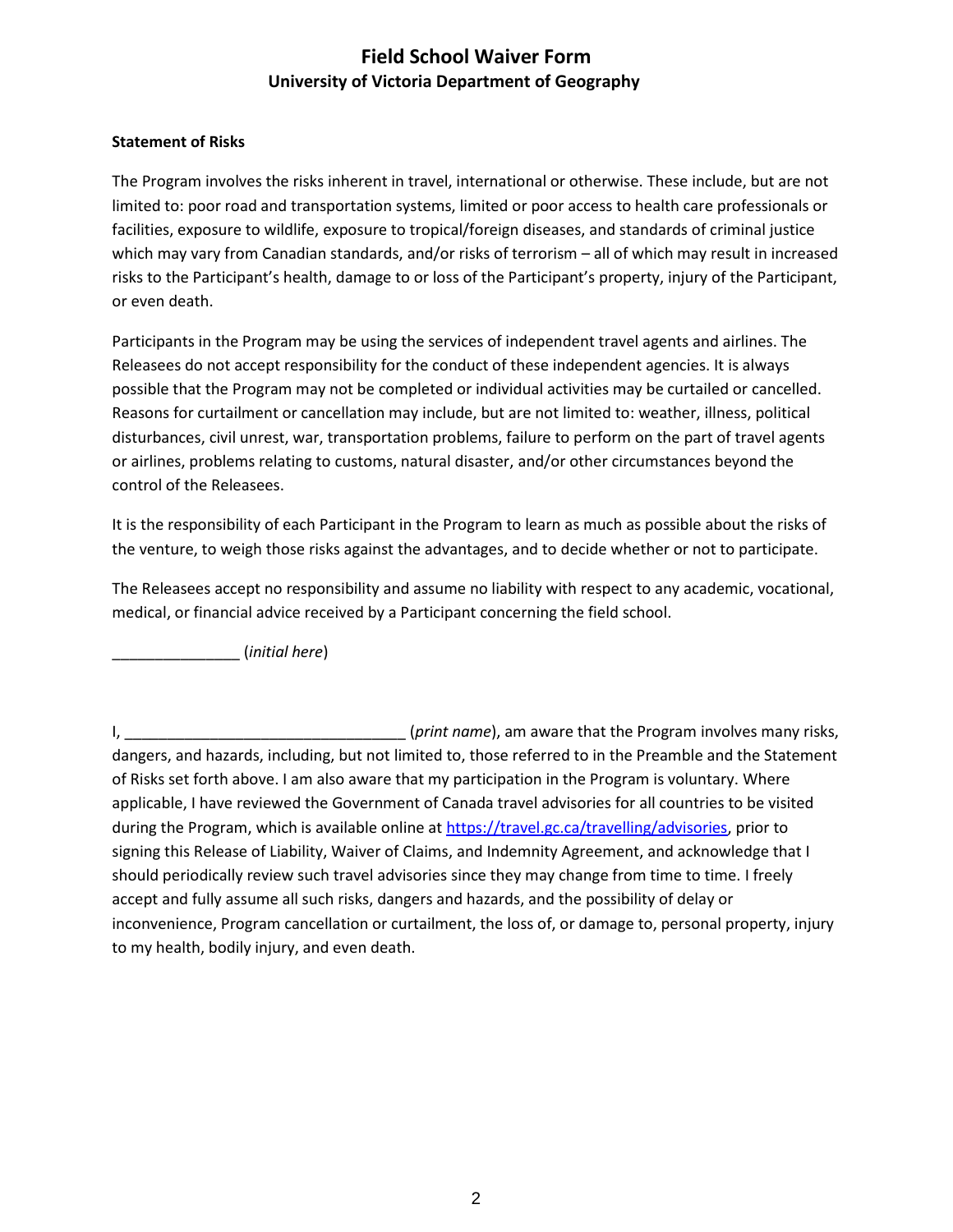# Field School Waiver Form

## University of Victoria Department of Geography

**Statement of Risks**

The Program involves the risks inherent in travel, international or otherwise. These include, but are not limited to: poor road and transportation systems, limited or poor access to health care professionals or facilities, exposure to wildlife, exposure to tropical/foreign diseases, and standards of criminal justice which may vary from Canadian standards, and/or risks of terrorism – all of which may result in increased risks to the Participant's health, damage to or loss of the Participant's property, injury of the Participant, or even death.

Participants in the Program may be using the services of independent travel agents and airlines. The Releasees do not accept responsibility for the conduct of these independent agencies. It is always possible that the Program may not be completed or individual activities may be curtailed or cancelled. Reasons for curtailment or cancellation may include, but are not limited to: weather, illness, political disturbances, civil unrest, war, transportation problems, failure to perform on the part of travel agents or airlines, problems relating to customs, natural disaster, and/or other circumstances beyond the control of the Releasees.

It is the responsibility of each Participant in the Program to learn as much as possible about the risks of the venture, to weigh those risks against the advantages, and to decide whether or not to participate.

The Releasees accept no responsibility and assume no liability with respect to any academic, vocational, medical, or financial advice received by a Participant concerning the field school.

_______________ (*initial here*)

I, _________________________________ (*print name*), am aware that the Program involves many risks, dangers, and hazards, including, but not limited to, those referred to in the Preamble and the Statement of Risks set forth above. I am also aware that my participation in the Program is voluntary. Where applicable, I have reviewed the Government of Canada travel advisories for all countries to be visited during the Program, which is available online at https://travel.gc.ca/travelling/advisories, prior to signing this Release of Liability, Waiver of Claims, and Indemnity Agreement, and acknowledge that I should periodically review such travel advisories since they may change from time to time. I freely accept and fully assume all such risks, dangers and hazards, and the possibility of delay or inconvenience, Program cancellation or curtailment, the loss of, or damage to, personal property, injury to my health, bodily injury, and even death.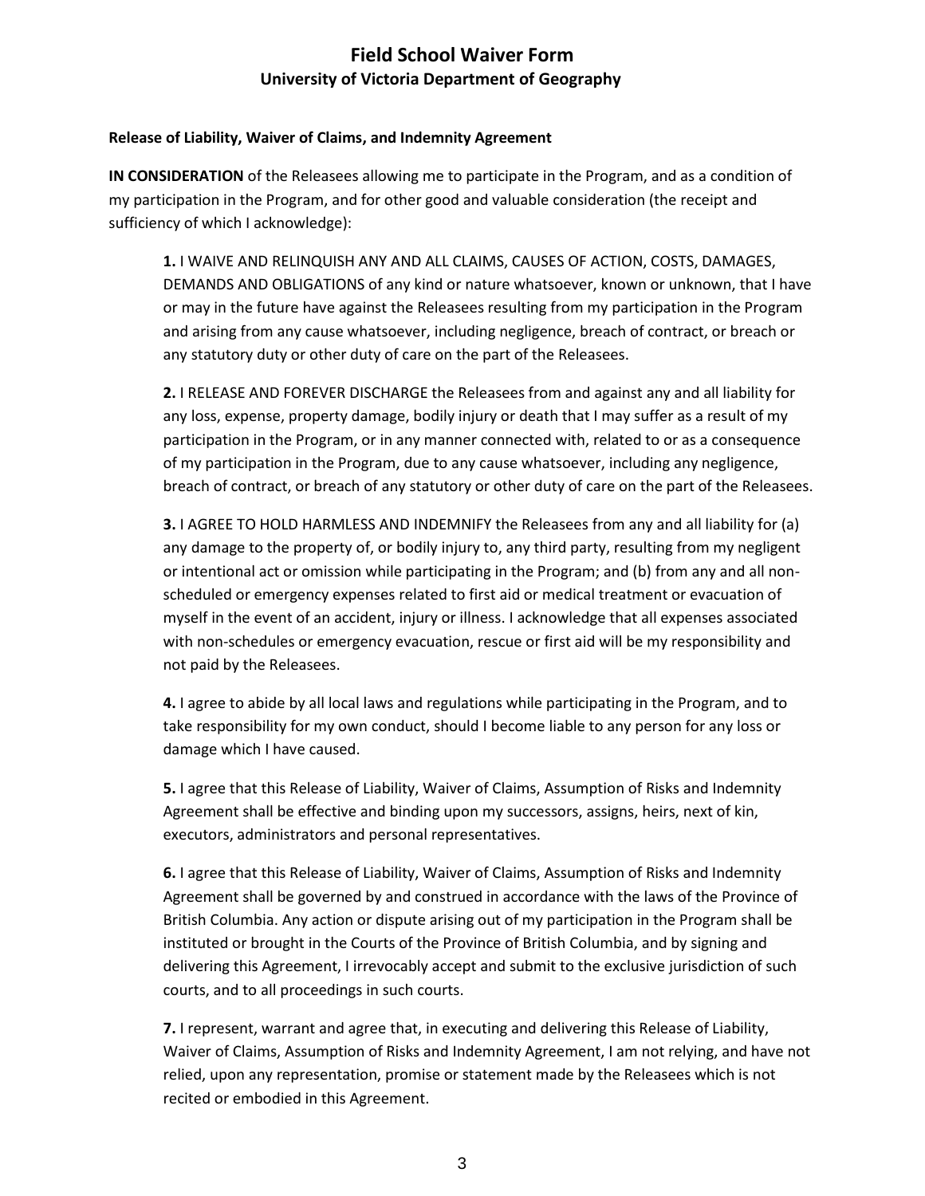# Field School Waiver Form

## University of Victoria Department of Geography

**Release of Liability, Waiver of Claims, and Indemnity Agreement**

**IN CONSIDERATION** of the Releasees allowing me to participate in the Program, and as a condition of my participation in the Program, and for other good and valuable consideration (the receipt and sufficiency of which I acknowledge):

**1.** I WAIVE AND RELINQUISH ANY AND ALL CLAIMS, CAUSES OF ACTION, COSTS, DAMAGES, DEMANDS AND OBLIGATIONS of any kind or nature whatsoever, known or unknown, that I have or may in the future have against the Releasees resulting from my participation in the Program and arising from any cause whatsoever, including negligence, breach of contract, or breach or any statutory duty or other duty of care on the part of the Releasees.

**2.** I RELEASE AND FOREVER DISCHARGE the Releasees from and against any and all liability for any loss, expense, property damage, bodily injury or death that I may suffer as a result of my participation in the Program, or in any manner connected with, related to or as a consequence of my participation in the Program, due to any cause whatsoever, including any negligence, breach of contract, or breach of any statutory or other duty of care on the part of the Releasees.

**3.** I AGREE TO HOLD HARMLESS AND INDEMNIFY the Releasees from any and all liability for (a) any damage to the property of, or bodily injury to, any third party, resulting from my negligent or intentional act or omission while participating in the Program; and (b) from any and all non-scheduled or emergency expenses related to first aid or medical treatment or evacuation of myself in the event of an accident, injury or illness. I acknowledge that all expenses associated with non-schedules or emergency evacuation, rescue or first aid will be my responsibility and not paid by the Releasees.

**4.** I agree to abide by all local laws and regulations while participating in the Program, and to take responsibility for my own conduct, should I become liable to any person for any loss or damage which I have caused.

**5.** I agree that this Release of Liability, Waiver of Claims, Assumption of Risks and Indemnity Agreement shall be effective and binding upon my successors, assigns, heirs, next of kin, executors, administrators and personal representatives.

**6.** I agree that this Release of Liability, Waiver of Claims, Assumption of Risks and Indemnity Agreement shall be governed by and construed in accordance with the laws of the Province of British Columbia. Any action or dispute arising out of my participation in the Program shall be instituted or brought in the Courts of the Province of British Columbia, and by signing and delivering this Agreement, I irrevocably accept and submit to the exclusive jurisdiction of such courts, and to all proceedings in such courts.

**7.** I represent, warrant and agree that, in executing and delivering this Release of Liability, Waiver of Claims, Assumption of Risks and Indemnity Agreement, I am not relying, and have not relied, upon any representation, promise or statement made by the Releasees which is not recited or embodied in this Agreement.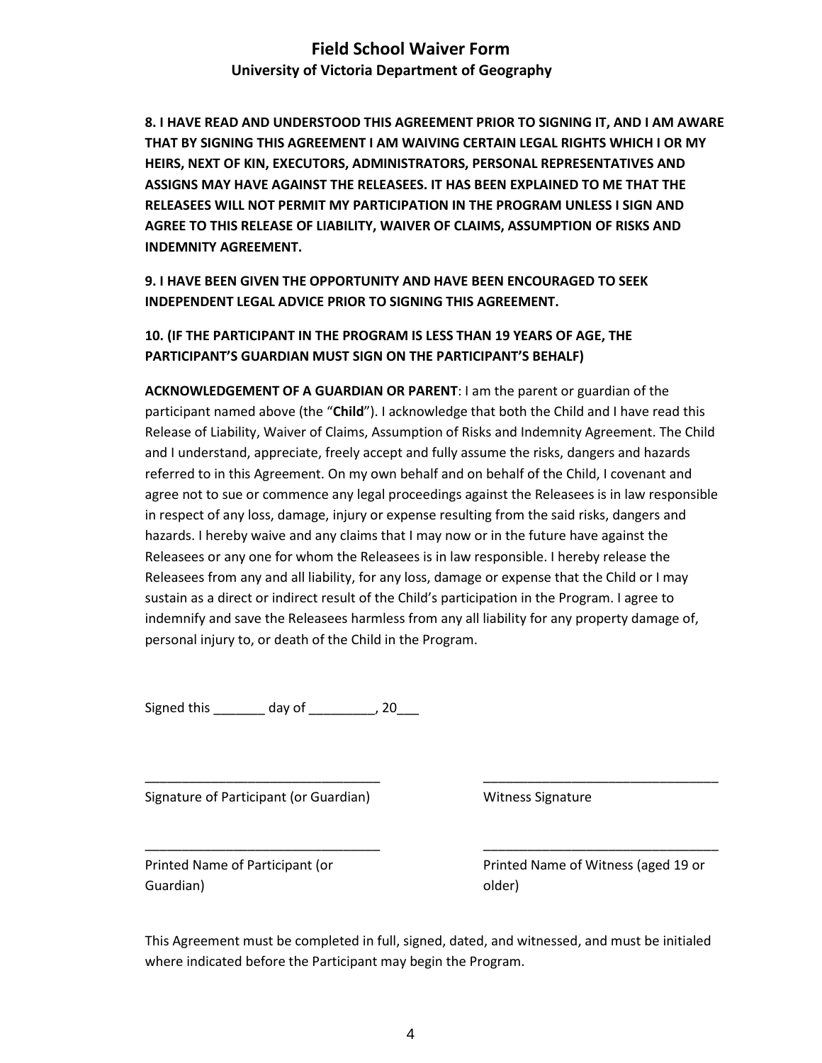## Field School Waiver Form

### University of Victoria Department of Geography

**8. I HAVE READ AND UNDERSTOOD THIS AGREEMENT PRIOR TO SIGNING IT, AND I AM AWARE THAT BY SIGNING THIS AGREEMENT I AM WAIVING CERTAIN LEGAL RIGHTS WHICH I OR MY HEIRS, NEXT OF KIN, EXECUTORS, ADMINISTRATORS, PERSONAL REPRESENTATIVES AND ASSIGNS MAY HAVE AGAINST THE RELEASEES. IT HAS BEEN EXPLAINED TO ME THAT THE RELEASEES WILL NOT PERMIT MY PARTICIPATION IN THE PROGRAM UNLESS I SIGN AND AGREE TO THIS RELEASE OF LIABILITY, WAIVER OF CLAIMS, ASSUMPTION OF RISKS AND INDEMNITY AGREEMENT.**

**9. I HAVE BEEN GIVEN THE OPPORTUNITY AND HAVE BEEN ENCOURAGED TO SEEK INDEPENDENT LEGAL ADVICE PRIOR TO SIGNING THIS AGREEMENT.**

**10. (IF THE PARTICIPANT IN THE PROGRAM IS LESS THAN 19 YEARS OF AGE, THE PARTICIPANT'S GUARDIAN MUST SIGN ON THE PARTICIPANT'S BEHALF)**

**ACKNOWLEDGEMENT OF A GUARDIAN OR PARENT**: I am the parent or guardian of the participant named above (the "**Child**"). I acknowledge that both the Child and I have read this Release of Liability, Waiver of Claims, Assumption of Risks and Indemnity Agreement. The Child and I understand, appreciate, freely accept and fully assume the risks, dangers and hazards referred to in this Agreement. On my own behalf and on behalf of the Child, I covenant and agree not to sue or commence any legal proceedings against the Releasees is in law responsible in respect of any loss, damage, injury or expense resulting from the said risks, dangers and hazards. I hereby waive and any claims that I may now or in the future have against the Releasees or any one for whom the Releasees is in law responsible. I hereby release the Releasees from any and all liability, for any loss, damage or expense that the Child or I may sustain as a direct or indirect result of the Child's participation in the Program. I agree to indemnify and save the Releasees harmless from any all liability for any property damage of, personal injury to, or death of the Child in the Program.

Signed this _______ day of _________, 20___

________________________________

Signature of Participant (or Guardian)

________________________________

Witness Signature

________________________________

Printed Name of Participant (or Guardian)

________________________________

Printed Name of Witness (aged 19 or older)

This Agreement must be completed in full, signed, dated, and witnessed, and must be initialed where indicated before the Participant may begin the Program.